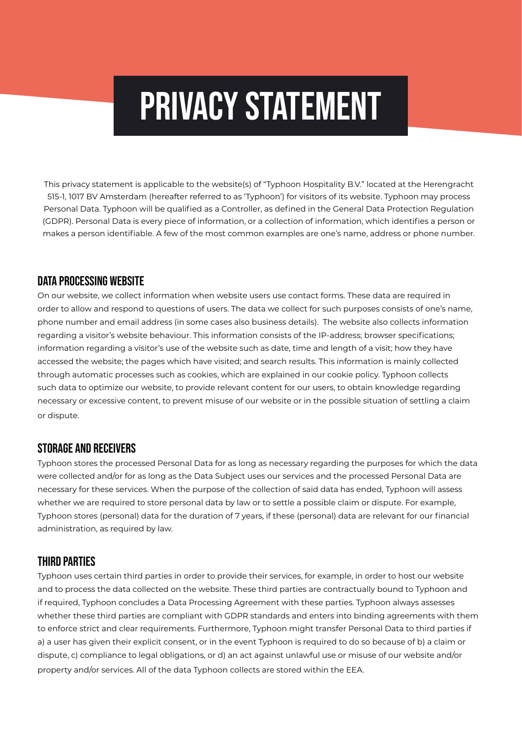# PRIVACY STATEMENT

This privacy statement is applicable to the website(s) of "Typhoon Hospitality B.V." located at the Herengracht 515-1, 1017 BV Amsterdam (hereafter referred to as 'Typhoon') for visitors of its website. Typhoon may process Personal Data. Typhoon will be qualified as a Controller, as defined in the General Data Protection Regulation (GDPR). Personal Data is every piece of information, or a collection of information, which identifies a person or makes a person identifiable. A few of the most common examples are one's name, address or phone number.

## DATA PROCESSING WEBSITE

On our website, we collect information when website users use contact forms. These data are required in order to allow and respond to questions of users. The data we collect for such purposes consists of one's name, phone number and email address (in some cases also business details). The website also collects information regarding a visitor's website behaviour. This information consists of the IP-address; browser specifications; information regarding a visitor's use of the website such as date, time and length of a visit; how they have accessed the website; the pages which have visited; and search results. This information is mainly collected through automatic processes such as cookies, which are explained in our cookie policy. Typhoon collects such data to optimize our website, to provide relevant content for our users, to obtain knowledge regarding necessary or excessive content, to prevent misuse of our website or in the possible situation of settling a claim or dispute.

## STORAGE AND RECEIVERS

Typhoon stores the processed Personal Data for as long as necessary regarding the purposes for which the data were collected and/or for as long as the Data Subject uses our services and the processed Personal Data are necessary for these services. When the purpose of the collection of said data has ended, Typhoon will assess whether we are required to store personal data by law or to settle a possible claim or dispute. For example, Typhoon stores (personal) data for the duration of 7 years, if these (personal) data are relevant for our financial administration, as required by law.

## THIRD PARTIES

Typhoon uses certain third parties in order to provide their services, for example, in order to host our website and to process the data collected on the website. These third parties are contractually bound to Typhoon and if required, Typhoon concludes a Data Processing Agreement with these parties. Typhoon always assesses whether these third parties are compliant with GDPR standards and enters into binding agreements with them to enforce strict and clear requirements. Furthermore, Typhoon might transfer Personal Data to third parties if a) a user has given their explicit consent, or in the event Typhoon is required to do so because of b) a claim or dispute, c) compliance to legal obligations, or d) an act against unlawful use or misuse of our website and/or property and/or services. All of the data Typhoon collects are stored within the EEA.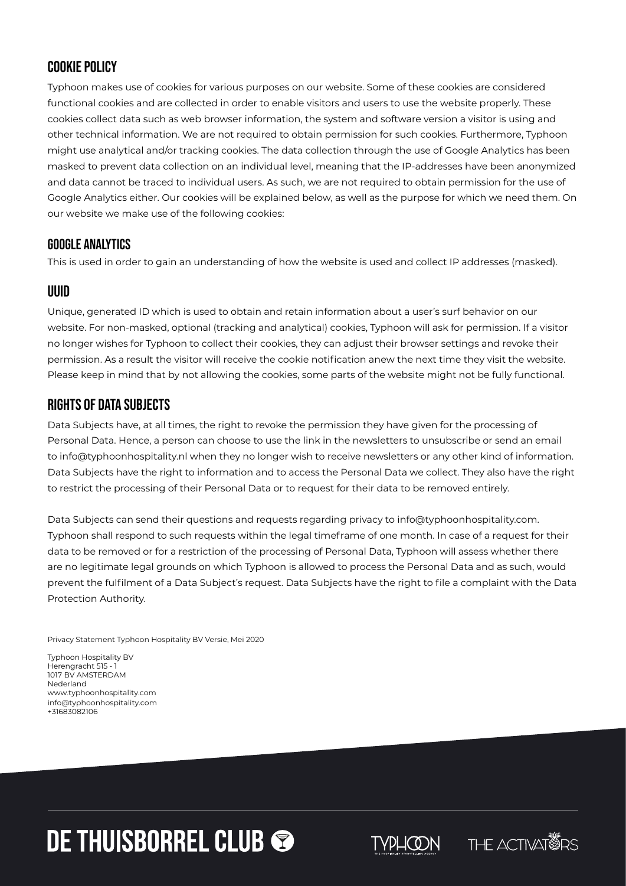## COOKIE POLICY

Typhoon makes use of cookies for various purposes on our website. Some of these cookies are considered functional cookies and are collected in order to enable visitors and users to use the website properly. These cookies collect data such as web browser information, the system and software version a visitor is using and other technical information. We are not required to obtain permission for such cookies. Furthermore, Typhoon might use analytical and/or tracking cookies. The data collection through the use of Google Analytics has been masked to prevent data collection on an individual level, meaning that the IP-addresses have been anonymized and data cannot be traced to individual users. As such, we are not required to obtain permission for the use of Google Analytics either. Our cookies will be explained below, as well as the purpose for which we need them. On our website we make use of the following cookies:

### GOOGLE ANALYTICS

This is used in order to gain an understanding of how the website is used and collect IP addresses (masked).

## UUID

Unique, generated ID which is used to obtain and retain information about a user's surf behavior on our website. For non-masked, optional (tracking and analytical) cookies, Typhoon will ask for permission. If a visitor no longer wishes for Typhoon to collect their cookies, they can adjust their browser settings and revoke their permission. As a result the visitor will receive the cookie notification anew the next time they visit the website. Please keep in mind that by not allowing the cookies, some parts of the website might not be fully functional.

## RIGHTS OF DATA SUBJECTS

Data Subjects have, at all times, the right to revoke the permission they have given for the processing of Personal Data. Hence, a person can choose to use the link in the newsletters to unsubscribe or send an email to info@typhoonhospitality.nl when they no longer wish to receive newsletters or any other kind of information. Data Subjects have the right to information and to access the Personal Data we collect. They also have the right to restrict the processing of their Personal Data or to request for their data to be removed entirely.

Data Subjects can send their questions and requests regarding privacy to info@typhoonhospitality.com. Typhoon shall respond to such requests within the legal timeframe of one month. In case of a request for their data to be removed or for a restriction of the processing of Personal Data, Typhoon will assess whether there are no legitimate legal grounds on which Typhoon is allowed to process the Personal Data and as such, would prevent the fulfilment of a Data Subject's request. Data Subjects have the right to file a complaint with the Data Protection Authority.

Privacy Statement Typhoon Hospitality BV Versie, Mei 2020

Typhoon Hospitality BV
Herengracht 515 - 1
1017 BV AMSTERDAM
Nederland
www.typhoonhospitality.com
info@typhoonhospitality.com
+31683082106

DE THUISBORREL CLUB

TYPHOON

THE ACTIVATORS